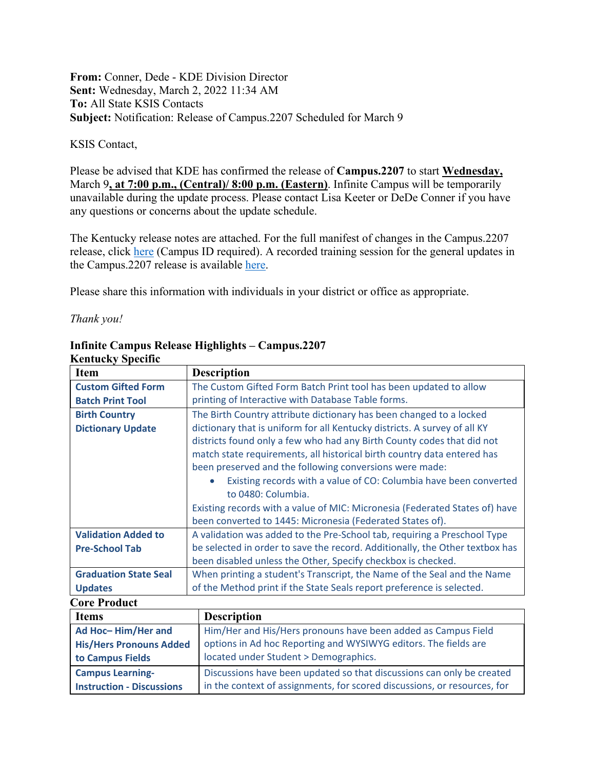**From:** Conner, Dede - KDE Division Director
**Sent:** Wednesday, March 2, 2022 11:34 AM
**To:** All State KSIS Contacts
**Subject:** Notification: Release of Campus.2207 Scheduled for March 9

KSIS Contact,

Please be advised that KDE has confirmed the release of **Campus.2207** to start **Wednesday,** March 9**, at 7:00 p.m., (Central)/ 8:00 p.m. (Eastern)**. Infinite Campus will be temporarily unavailable during the update process. Please contact Lisa Keeter or DeDe Conner if you have any questions or concerns about the update schedule.

The Kentucky release notes are attached. For the full manifest of changes in the Campus.2207 release, click here (Campus ID required). A recorded training session for the general updates in the Campus.2207 release is available here.

Please share this information with individuals in your district or office as appropriate.

*Thank you!*

**Infinite Campus Release Highlights – Campus.2207**

**Kentucky Specific**

| Item | Description |
| --- | --- |
| **Custom Gifted Form Batch Print Tool** | The Custom Gifted Form Batch Print tool has been updated to allow printing of Interactive with Database Table forms. |
| **Birth Country Dictionary Update** | The Birth Country attribute dictionary has been changed to a locked dictionary that is uniform for all Kentucky districts. A survey of all KY districts found only a few who had any Birth County codes that did not match state requirements, all historical birth country data entered has been preserved and the following conversions were made:<br>• Existing records with a value of CO: Columbia have been converted to 0480: Columbia.<br>Existing records with a value of MIC: Micronesia (Federated States of) have been converted to 1445: Micronesia (Federated States of). |
| **Validation Added to Pre-School Tab** | A validation was added to the Pre-School tab, requiring a Preschool Type be selected in order to save the record. Additionally, the Other textbox has been disabled unless the Other, Specify checkbox is checked. |
| **Graduation State Seal Updates** | When printing a student's Transcript, the Name of the Seal and the Name of the Method print if the State Seals report preference is selected. |

**Core Product**

| Items | Description |
| --- | --- |
| **Ad Hoc– Him/Her and His/Hers Pronouns Added to Campus Fields** | Him/Her and His/Hers pronouns have been added as Campus Field options in Ad hoc Reporting and WYSIWYG editors. The fields are located under Student > Demographics. |
| **Campus Learning-Instruction - Discussions** | Discussions have been updated so that discussions can only be created in the context of assignments, for scored discussions, or resources, for |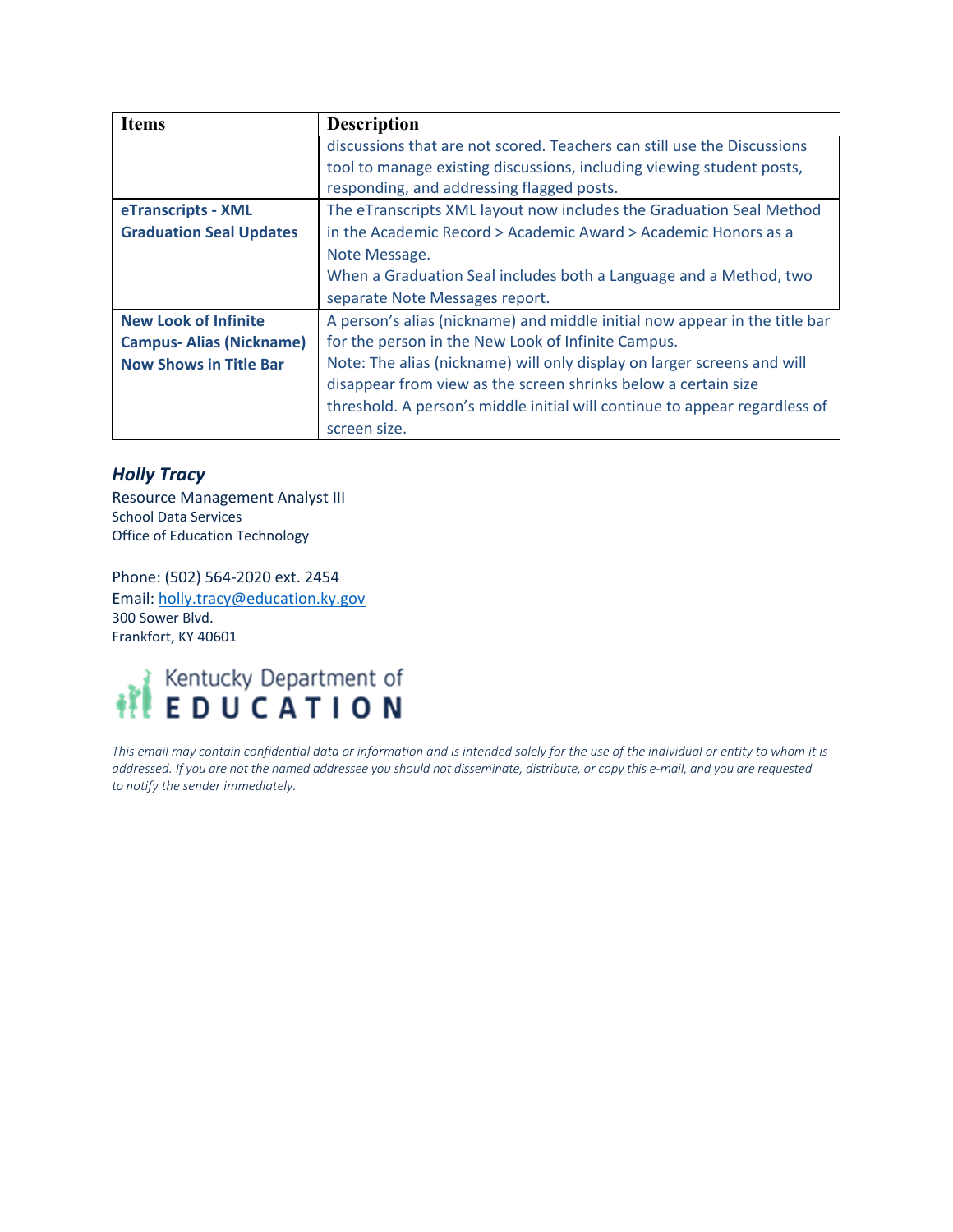| Items | Description |
| --- | --- |
| | discussions that are not scored. Teachers can still use the Discussions tool to manage existing discussions, including viewing student posts, responding, and addressing flagged posts. |
| **eTranscripts - XML Graduation Seal Updates** | The eTranscripts XML layout now includes the Graduation Seal Method in the Academic Record > Academic Award > Academic Honors as a Note Message.<br>When a Graduation Seal includes both a Language and a Method, two separate Note Messages report. |
| **New Look of Infinite Campus- Alias (Nickname) Now Shows in Title Bar** | A person's alias (nickname) and middle initial now appear in the title bar for the person in the New Look of Infinite Campus.<br>Note: The alias (nickname) will only display on larger screens and will disappear from view as the screen shrinks below a certain size threshold. A person's middle initial will continue to appear regardless of screen size. |

***Holly Tracy***
Resource Management Analyst III
School Data Services
Office of Education Technology

Phone: (502) 564-2020 ext. 2454
Email: holly.tracy@education.ky.gov
300 Sower Blvd.
Frankfort, KY 40601

Kentucky Department of
EDUCATION

*This email may contain confidential data or information and is intended solely for the use of the individual or entity to whom it is addressed. If you are not the named addressee you should not disseminate, distribute, or copy this e-mail, and you are requested to notify the sender immediately.*